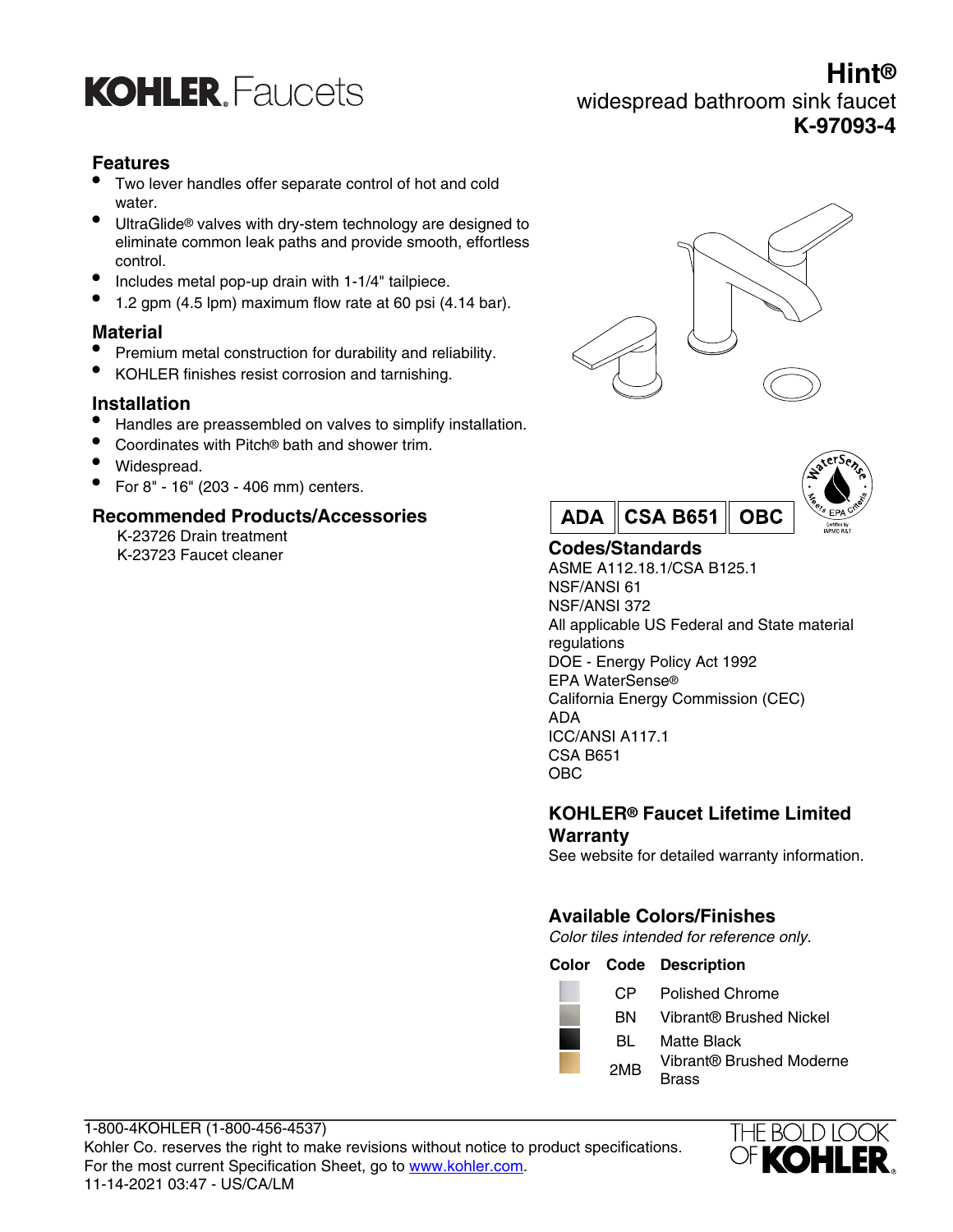# KOHLER Faucets

# Hint®
widespread bathroom sink faucet
**K-97093-4**

## Features

- Two lever handles offer separate control of hot and cold water.
- UltraGlide® valves with dry-stem technology are designed to eliminate common leak paths and provide smooth, effortless control.
- Includes metal pop-up drain with 1-1/4" tailpiece.
- 1.2 gpm (4.5 lpm) maximum flow rate at 60 psi (4.14 bar).

## Material

- Premium metal construction for durability and reliability.
- KOHLER finishes resist corrosion and tarnishing.

## Installation

- Handles are preassembled on valves to simplify installation.
- Coordinates with Pitch® bath and shower trim.
- Widespread.
- For 8" - 16" (203 - 406 mm) centers.

## Recommended Products/Accessories

K-23726 Drain treatment
K-23723 Faucet cleaner

**ADA** | **CSA B651** | **OBC**

WaterSense · Meets EPA Criteria · Certified by IAPMO R&T

## Codes/Standards

ASME A112.18.1/CSA B125.1
NSF/ANSI 61
NSF/ANSI 372
All applicable US Federal and State material regulations
DOE - Energy Policy Act 1992
EPA WaterSense®
California Energy Commission (CEC)
ADA
ICC/ANSI A117.1
CSA B651
OBC

## KOHLER® Faucet Lifetime Limited Warranty

See website for detailed warranty information.

## Available Colors/Finishes

*Color tiles intended for reference only.*

| Color | Code | Description |
|---|---|---|
| | CP | Polished Chrome |
| | BN | Vibrant® Brushed Nickel |
| | BL | Matte Black |
| | 2MB | Vibrant® Brushed Moderne Brass |

1-800-4KOHLER (1-800-456-4537)
Kohler Co. reserves the right to make revisions without notice to product specifications.
For the most current Specification Sheet, go to www.kohler.com.
11-14-2021 03:47 - US/CA/LM

THE BOLD LOOK OF KOHLER.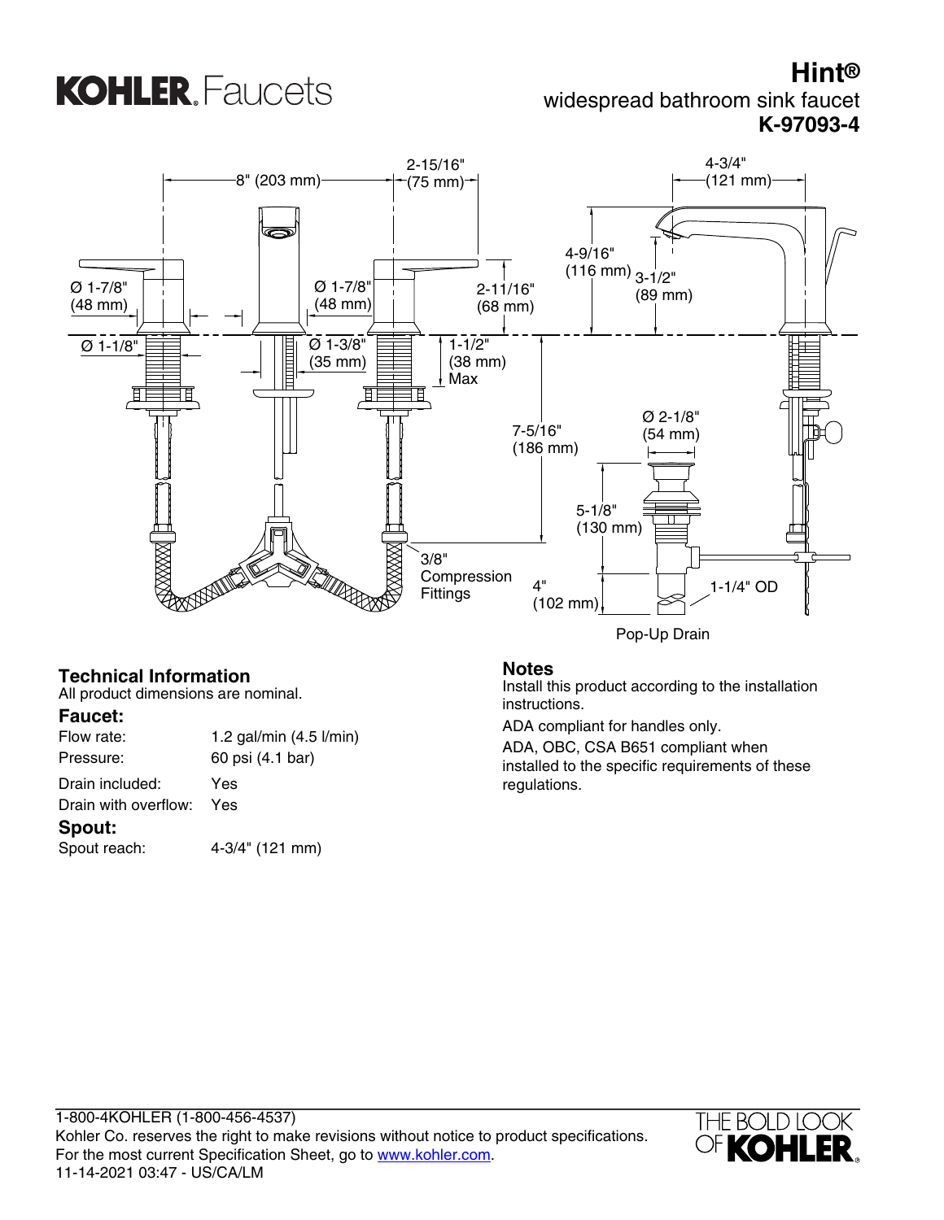# KOHLER Faucets

## Hint®
widespread bathroom sink faucet
**K-97093-4**

8" (203 mm)
2-15/16"
(75 mm)
4-3/4"
(121 mm)
Ø 1-7/8"
(48 mm)
Ø 1-7/8"
(48 mm)
2-11/16"
(68 mm)
4-9/16"
(116 mm)
3-1/2"
(89 mm)
Ø 1-1/8"
Ø 1-3/8"
(35 mm)
1-1/2"
(38 mm)
Max
7-5/16"
(186 mm)
Ø 2-1/8"
(54 mm)
5-1/8"
(130 mm)
3/8"
Compression
Fittings
4"
(102 mm)
1-1/4" OD
Pop-Up Drain

### Technical Information
All product dimensions are nominal.

#### Faucet:

| | |
|---|---|
| Flow rate: | 1.2 gal/min (4.5 l/min) |
| Pressure: | 60 psi (4.1 bar) |
| Drain included: | Yes |
| Drain with overflow: | Yes |

#### Spout:

| | |
|---|---|
| Spout reach: | 4-3/4" (121 mm) |

### Notes
Install this product according to the installation instructions.

ADA compliant for handles only.

ADA, OBC, CSA B651 compliant when installed to the specific requirements of these regulations.

1-800-4KOHLER (1-800-456-4537)
Kohler Co. reserves the right to make revisions without notice to product specifications.
For the most current Specification Sheet, go to www.kohler.com.
11-14-2021 03:47 - US/CA/LM

THE BOLD LOOK OF KOHLER.